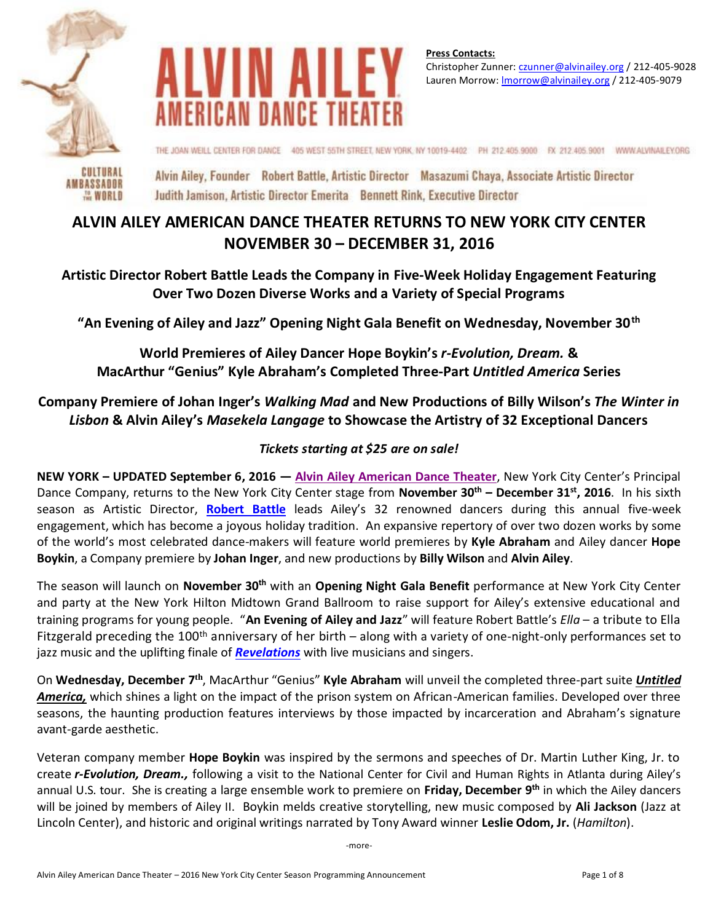**ALVIN AILEY AMERICAN DANCE THEATER**

**Press Contacts:**
Christopher Zunner: czunner@alvinailey.org / 212-405-9028
Lauren Morrow: lmorrow@alvinailey.org / 212-405-9079

THE JOAN WEILL CENTER FOR DANCE 405 WEST 55TH STREET, NEW YORK, NY 10019-4402 PH 212.405.9000 FX 212.405.9001 WWW.ALVINAILEY.ORG

CULTURAL AMBASSADOR TO THE WORLD

Alvin Ailey, Founder Robert Battle, Artistic Director Masazumi Chaya, Associate Artistic Director
Judith Jamison, Artistic Director Emerita Bennett Rink, Executive Director

# ALVIN AILEY AMERICAN DANCE THEATER RETURNS TO NEW YORK CITY CENTER NOVEMBER 30 – DECEMBER 31, 2016

## Artistic Director Robert Battle Leads the Company in Five-Week Holiday Engagement Featuring Over Two Dozen Diverse Works and a Variety of Special Programs

## "An Evening of Ailey and Jazz" Opening Night Gala Benefit on Wednesday, November 30th

## World Premieres of Ailey Dancer Hope Boykin's *r-Evolution, Dream.* & MacArthur "Genius" Kyle Abraham's Completed Three-Part *Untitled America* Series

## Company Premiere of Johan Inger's *Walking Mad* and New Productions of Billy Wilson's *The Winter in Lisbon* & Alvin Ailey's *Masekela Langage* to Showcase the Artistry of 32 Exceptional Dancers

***Tickets starting at $25 are on sale!***

**NEW YORK – UPDATED September 6, 2016 — Alvin Ailey American Dance Theater**, New York City Center's Principal Dance Company, returns to the New York City Center stage from **November 30th – December 31st, 2016**. In his sixth season as Artistic Director, **Robert Battle** leads Ailey's 32 renowned dancers during this annual five-week engagement, which has become a joyous holiday tradition. An expansive repertory of over two dozen works by some of the world's most celebrated dance-makers will feature world premieres by **Kyle Abraham** and Ailey dancer **Hope Boykin**, a Company premiere by **Johan Inger**, and new productions by **Billy Wilson** and **Alvin Ailey**.

The season will launch on **November 30th** with an **Opening Night Gala Benefit** performance at New York City Center and party at the New York Hilton Midtown Grand Ballroom to raise support for Ailey's extensive educational and training programs for young people. "**An Evening of Ailey and Jazz**" will feature Robert Battle's *Ella* – a tribute to Ella Fitzgerald preceding the 100th anniversary of her birth – along with a variety of one-night-only performances set to jazz music and the uplifting finale of ***Revelations*** with live musicians and singers.

On **Wednesday, December 7th**, MacArthur "Genius" **Kyle Abraham** will unveil the completed three-part suite ***Untitled America,*** which shines a light on the impact of the prison system on African-American families. Developed over three seasons, the haunting production features interviews by those impacted by incarceration and Abraham's signature avant-garde aesthetic.

Veteran company member **Hope Boykin** was inspired by the sermons and speeches of Dr. Martin Luther King, Jr. to create ***r-Evolution, Dream.,*** following a visit to the National Center for Civil and Human Rights in Atlanta during Ailey's annual U.S. tour. She is creating a large ensemble work to premiere on **Friday, December 9th** in which the Ailey dancers will be joined by members of Ailey II. Boykin melds creative storytelling, new music composed by **Ali Jackson** (Jazz at Lincoln Center), and historic and original writings narrated by Tony Award winner **Leslie Odom, Jr.** (*Hamilton*).

-more-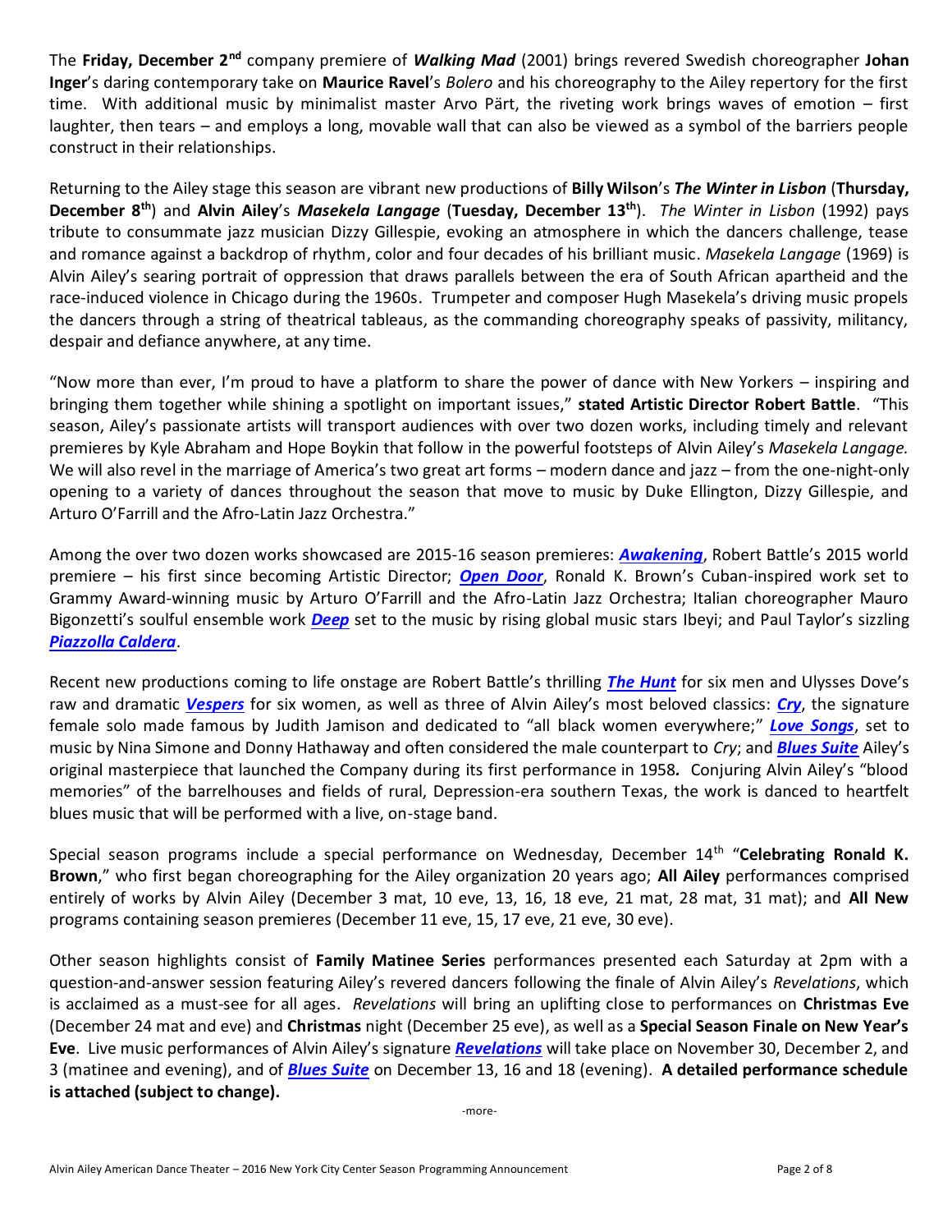The **Friday, December 2nd** company premiere of ***Walking Mad*** (2001) brings revered Swedish choreographer **Johan Inger**'s daring contemporary take on **Maurice Ravel**'s *Bolero* and his choreography to the Ailey repertory for the first time. With additional music by minimalist master Arvo Pärt, the riveting work brings waves of emotion – first laughter, then tears – and employs a long, movable wall that can also be viewed as a symbol of the barriers people construct in their relationships.

Returning to the Ailey stage this season are vibrant new productions of **Billy Wilson**'s ***The Winter in Lisbon*** (**Thursday, December 8th**) and **Alvin Ailey**'s ***Masekela Langage*** (**Tuesday, December 13th**). *The Winter in Lisbon* (1992) pays tribute to consummate jazz musician Dizzy Gillespie, evoking an atmosphere in which the dancers challenge, tease and romance against a backdrop of rhythm, color and four decades of his brilliant music. *Masekela Langage* (1969) is Alvin Ailey's searing portrait of oppression that draws parallels between the era of South African apartheid and the race-induced violence in Chicago during the 1960s. Trumpeter and composer Hugh Masekela's driving music propels the dancers through a string of theatrical tableaus, as the commanding choreography speaks of passivity, militancy, despair and defiance anywhere, at any time.

"Now more than ever, I'm proud to have a platform to share the power of dance with New Yorkers – inspiring and bringing them together while shining a spotlight on important issues," **stated Artistic Director Robert Battle**. "This season, Ailey's passionate artists will transport audiences with over two dozen works, including timely and relevant premieres by Kyle Abraham and Hope Boykin that follow in the powerful footsteps of Alvin Ailey's *Masekela Langage.* We will also revel in the marriage of America's two great art forms – modern dance and jazz – from the one-night-only opening to a variety of dances throughout the season that move to music by Duke Ellington, Dizzy Gillespie, and Arturo O'Farrill and the Afro-Latin Jazz Orchestra."

Among the over two dozen works showcased are 2015-16 season premieres: ***Awakening***, Robert Battle's 2015 world premiere – his first since becoming Artistic Director; ***Open Door***, Ronald K. Brown's Cuban-inspired work set to Grammy Award-winning music by Arturo O'Farrill and the Afro-Latin Jazz Orchestra; Italian choreographer Mauro Bigonzetti's soulful ensemble work ***Deep*** set to the music by rising global music stars Ibeyi; and Paul Taylor's sizzling ***Piazzolla Caldera***.

Recent new productions coming to life onstage are Robert Battle's thrilling ***The Hunt*** for six men and Ulysses Dove's raw and dramatic ***Vespers*** for six women, as well as three of Alvin Ailey's most beloved classics: ***Cry***, the signature female solo made famous by Judith Jamison and dedicated to "all black women everywhere;" ***Love Songs***, set to music by Nina Simone and Donny Hathaway and often considered the male counterpart to *Cry*; and ***Blues Suite*** Ailey's original masterpiece that launched the Company during its first performance in 1958**.** Conjuring Alvin Ailey's "blood memories" of the barrelhouses and fields of rural, Depression-era southern Texas, the work is danced to heartfelt blues music that will be performed with a live, on-stage band.

Special season programs include a special performance on Wednesday, December 14th "**Celebrating Ronald K. Brown**," who first began choreographing for the Ailey organization 20 years ago; **All Ailey** performances comprised entirely of works by Alvin Ailey (December 3 mat, 10 eve, 13, 16, 18 eve, 21 mat, 28 mat, 31 mat); and **All New** programs containing season premieres (December 11 eve, 15, 17 eve, 21 eve, 30 eve).

Other season highlights consist of **Family Matinee Series** performances presented each Saturday at 2pm with a question-and-answer session featuring Ailey's revered dancers following the finale of Alvin Ailey's *Revelations*, which is acclaimed as a must-see for all ages. *Revelations* will bring an uplifting close to performances on **Christmas Eve** (December 24 mat and eve) and **Christmas** night (December 25 eve), as well as a **Special Season Finale on New Year's Eve**. Live music performances of Alvin Ailey's signature ***Revelations*** will take place on November 30, December 2, and 3 (matinee and evening), and of ***Blues Suite*** on December 13, 16 and 18 (evening). **A detailed performance schedule is attached (subject to change).**

-more-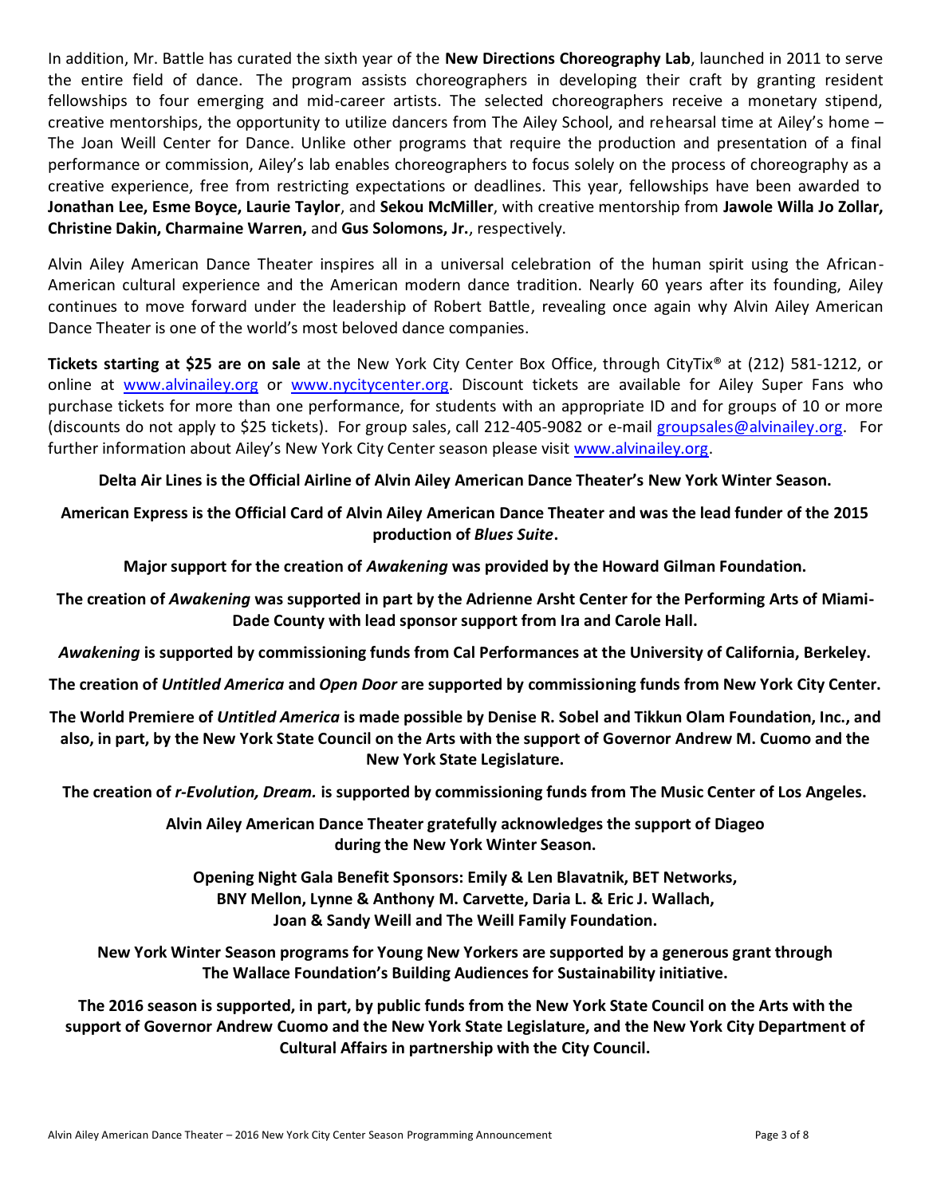In addition, Mr. Battle has curated the sixth year of the **New Directions Choreography Lab**, launched in 2011 to serve the entire field of dance. The program assists choreographers in developing their craft by granting resident fellowships to four emerging and mid-career artists. The selected choreographers receive a monetary stipend, creative mentorships, the opportunity to utilize dancers from The Ailey School, and rehearsal time at Ailey's home – The Joan Weill Center for Dance. Unlike other programs that require the production and presentation of a final performance or commission, Ailey's lab enables choreographers to focus solely on the process of choreography as a creative experience, free from restricting expectations or deadlines. This year, fellowships have been awarded to **Jonathan Lee, Esme Boyce, Laurie Taylor**, and **Sekou McMiller**, with creative mentorship from **Jawole Willa Jo Zollar, Christine Dakin, Charmaine Warren,** and **Gus Solomons, Jr.**, respectively.

Alvin Ailey American Dance Theater inspires all in a universal celebration of the human spirit using the African-American cultural experience and the American modern dance tradition. Nearly 60 years after its founding, Ailey continues to move forward under the leadership of Robert Battle, revealing once again why Alvin Ailey American Dance Theater is one of the world's most beloved dance companies.

**Tickets starting at $25 are on sale** at the New York City Center Box Office, through CityTix® at (212) 581-1212, or online at www.alvinailey.org or www.nycitycenter.org. Discount tickets are available for Ailey Super Fans who purchase tickets for more than one performance, for students with an appropriate ID and for groups of 10 or more (discounts do not apply to $25 tickets). For group sales, call 212-405-9082 or e-mail groupsales@alvinailey.org. For further information about Ailey's New York City Center season please visit www.alvinailey.org.

**Delta Air Lines is the Official Airline of Alvin Ailey American Dance Theater's New York Winter Season.**

**American Express is the Official Card of Alvin Ailey American Dance Theater and was the lead funder of the 2015 production of *Blues Suite*.**

**Major support for the creation of *Awakening* was provided by the Howard Gilman Foundation.**

**The creation of *Awakening* was supported in part by the Adrienne Arsht Center for the Performing Arts of Miami-Dade County with lead sponsor support from Ira and Carole Hall.**

***Awakening* is supported by commissioning funds from Cal Performances at the University of California, Berkeley.**

**The creation of *Untitled America* and *Open Door* are supported by commissioning funds from New York City Center.**

**The World Premiere of *Untitled America* is made possible by Denise R. Sobel and Tikkun Olam Foundation, Inc., and also, in part, by the New York State Council on the Arts with the support of Governor Andrew M. Cuomo and the New York State Legislature.**

**The creation of *r-Evolution, Dream.* is supported by commissioning funds from The Music Center of Los Angeles.**

**Alvin Ailey American Dance Theater gratefully acknowledges the support of Diageo during the New York Winter Season.**

**Opening Night Gala Benefit Sponsors: Emily & Len Blavatnik, BET Networks, BNY Mellon, Lynne & Anthony M. Carvette, Daria L. & Eric J. Wallach, Joan & Sandy Weill and The Weill Family Foundation.**

**New York Winter Season programs for Young New Yorkers are supported by a generous grant through The Wallace Foundation's Building Audiences for Sustainability initiative.**

**The 2016 season is supported, in part, by public funds from the New York State Council on the Arts with the support of Governor Andrew Cuomo and the New York State Legislature, and the New York City Department of Cultural Affairs in partnership with the City Council.**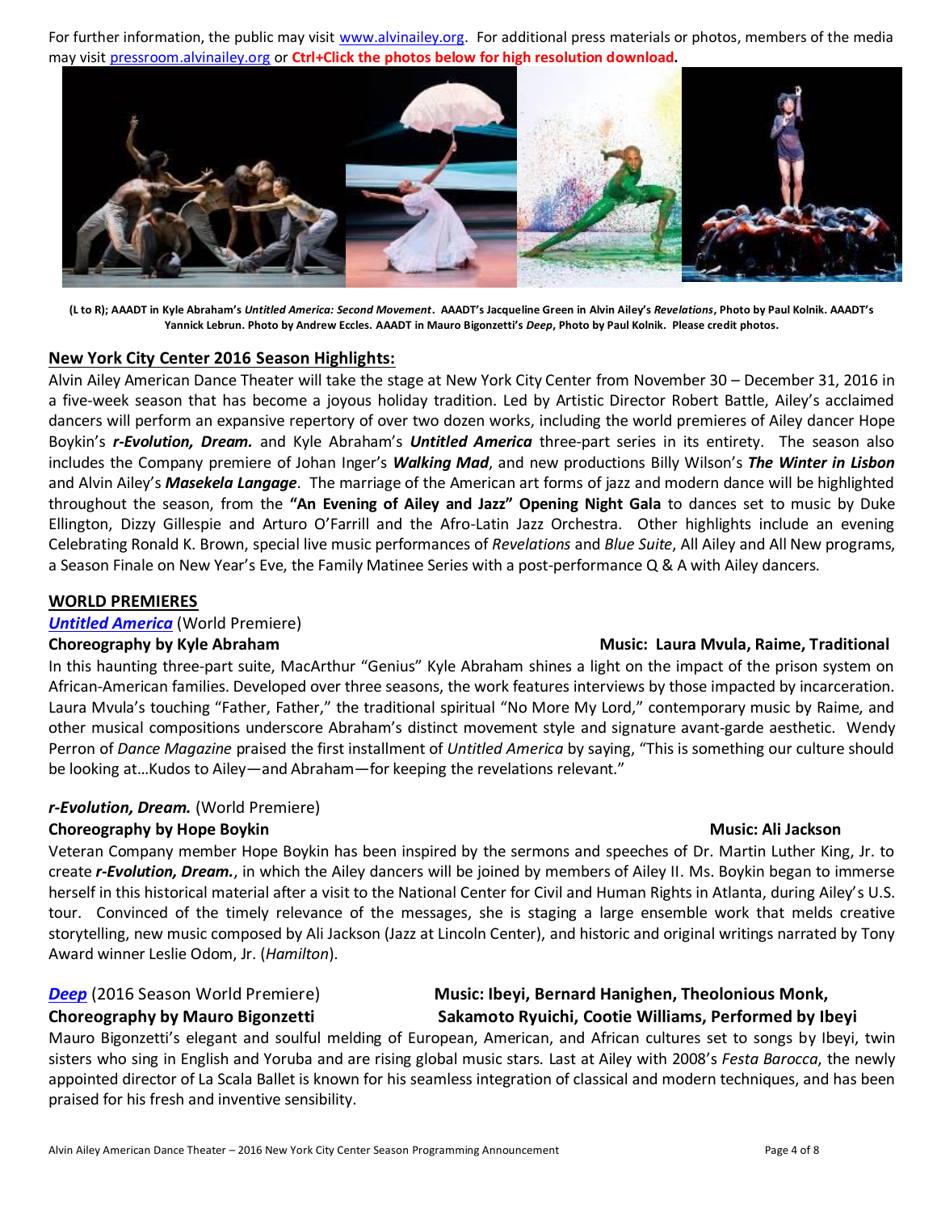For further information, the public may visit www.alvinailey.org. For additional press materials or photos, members of the media may visit pressroom.alvinailey.org or **Ctrl+Click the photos below for high resolution download.**

**(L to R); AAADT in Kyle Abraham's *Untitled America: Second Movement*. AAADT's Jacqueline Green in Alvin Ailey's *Revelations*, Photo by Paul Kolnik. AAADT's Yannick Lebrun. Photo by Andrew Eccles. AAADT in Mauro Bigonzetti's *Deep*, Photo by Paul Kolnik. Please credit photos.**

## New York City Center 2016 Season Highlights:

Alvin Ailey American Dance Theater will take the stage at New York City Center from November 30 – December 31, 2016 in a five-week season that has become a joyous holiday tradition. Led by Artistic Director Robert Battle, Ailey's acclaimed dancers will perform an expansive repertory of over two dozen works, including the world premieres of Ailey dancer Hope Boykin's ***r-Evolution, Dream.*** and Kyle Abraham's ***Untitled America*** three-part series in its entirety. The season also includes the Company premiere of Johan Inger's ***Walking Mad***, and new productions Billy Wilson's ***The Winter in Lisbon*** and Alvin Ailey's ***Masekela Langage***. The marriage of the American art forms of jazz and modern dance will be highlighted throughout the season, from the **"An Evening of Ailey and Jazz" Opening Night Gala** to dances set to music by Duke Ellington, Dizzy Gillespie and Arturo O'Farrill and the Afro-Latin Jazz Orchestra. Other highlights include an evening Celebrating Ronald K. Brown, special live music performances of *Revelations* and *Blue Suite*, All Ailey and All New programs, a Season Finale on New Year's Eve, the Family Matinee Series with a post-performance Q & A with Ailey dancers.

## WORLD PREMIERES

***Untitled America*** (World Premiere)
**Choreography by Kyle Abraham** — **Music: Laura Mvula, Raime, Traditional**

In this haunting three-part suite, MacArthur "Genius" Kyle Abraham shines a light on the impact of the prison system on African-American families. Developed over three seasons, the work features interviews by those impacted by incarceration. Laura Mvula's touching "Father, Father," the traditional spiritual "No More My Lord," contemporary music by Raime, and other musical compositions underscore Abraham's distinct movement style and signature avant-garde aesthetic. Wendy Perron of *Dance Magazine* praised the first installment of *Untitled America* by saying, "This is something our culture should be looking at…Kudos to Ailey—and Abraham—for keeping the revelations relevant."

***r-Evolution, Dream.*** (World Premiere)
**Choreography by Hope Boykin** — **Music: Ali Jackson**

Veteran Company member Hope Boykin has been inspired by the sermons and speeches of Dr. Martin Luther King, Jr. to create ***r-Evolution, Dream.***, in which the Ailey dancers will be joined by members of Ailey II. Ms. Boykin began to immerse herself in this historical material after a visit to the National Center for Civil and Human Rights in Atlanta, during Ailey's U.S. tour. Convinced of the timely relevance of the messages, she is staging a large ensemble work that melds creative storytelling, new music composed by Ali Jackson (Jazz at Lincoln Center), and historic and original writings narrated by Tony Award winner Leslie Odom, Jr. (*Hamilton*).

***Deep*** (2016 Season World Premiere)
**Choreography by Mauro Bigonzetti** — **Music: Ibeyi, Bernard Hanighen, Theolonious Monk, Sakamoto Ryuichi, Cootie Williams, Performed by Ibeyi**

Mauro Bigonzetti's elegant and soulful melding of European, American, and African cultures set to songs by Ibeyi, twin sisters who sing in English and Yoruba and are rising global music stars. Last at Ailey with 2008's *Festa Barocca*, the newly appointed director of La Scala Ballet is known for his seamless integration of classical and modern techniques, and has been praised for his fresh and inventive sensibility.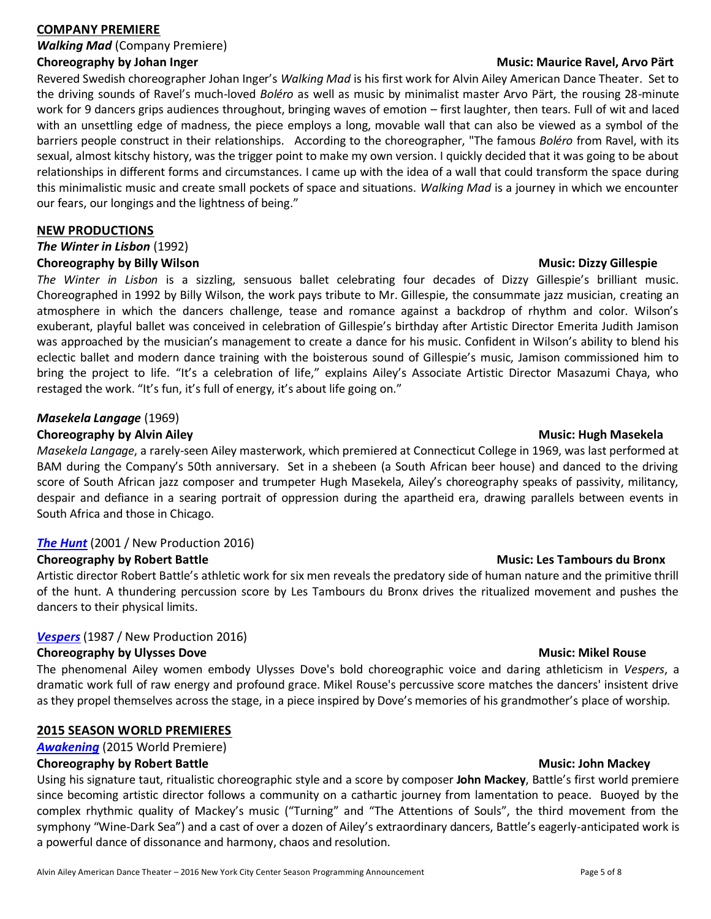## COMPANY PREMIERE

***Walking Mad*** (Company Premiere)

**Choreography by Johan Inger** — **Music: Maurice Ravel, Arvo Pärt**

Revered Swedish choreographer Johan Inger's *Walking Mad* is his first work for Alvin Ailey American Dance Theater. Set to the driving sounds of Ravel's much-loved *Boléro* as well as music by minimalist master Arvo Pärt, the rousing 28-minute work for 9 dancers grips audiences throughout, bringing waves of emotion – first laughter, then tears. Full of wit and laced with an unsettling edge of madness, the piece employs a long, movable wall that can also be viewed as a symbol of the barriers people construct in their relationships. According to the choreographer, "The famous *Boléro* from Ravel, with its sexual, almost kitschy history, was the trigger point to make my own version. I quickly decided that it was going to be about relationships in different forms and circumstances. I came up with the idea of a wall that could transform the space during this minimalistic music and create small pockets of space and situations. *Walking Mad* is a journey in which we encounter our fears, our longings and the lightness of being."

## NEW PRODUCTIONS

***The Winter in Lisbon*** (1992)

**Choreography by Billy Wilson** — **Music: Dizzy Gillespie**

*The Winter in Lisbon* is a sizzling, sensuous ballet celebrating four decades of Dizzy Gillespie's brilliant music. Choreographed in 1992 by Billy Wilson, the work pays tribute to Mr. Gillespie, the consummate jazz musician, creating an atmosphere in which the dancers challenge, tease and romance against a backdrop of rhythm and color. Wilson's exuberant, playful ballet was conceived in celebration of Gillespie's birthday after Artistic Director Emerita Judith Jamison was approached by the musician's management to create a dance for his music. Confident in Wilson's ability to blend his eclectic ballet and modern dance training with the boisterous sound of Gillespie's music, Jamison commissioned him to bring the project to life. "It's a celebration of life," explains Ailey's Associate Artistic Director Masazumi Chaya, who restaged the work. "It's fun, it's full of energy, it's about life going on."

***Masekela Langage*** (1969)

**Choreography by Alvin Ailey** — **Music: Hugh Masekela**

*Masekela Langage*, a rarely-seen Ailey masterwork, which premiered at Connecticut College in 1969, was last performed at BAM during the Company's 50th anniversary. Set in a shebeen (a South African beer house) and danced to the driving score of South African jazz composer and trumpeter Hugh Masekela, Ailey's choreography speaks of passivity, militancy, despair and defiance in a searing portrait of oppression during the apartheid era, drawing parallels between events in South Africa and those in Chicago.

***The Hunt*** (2001 / New Production 2016)

**Choreography by Robert Battle** — **Music: Les Tambours du Bronx**

Artistic director Robert Battle's athletic work for six men reveals the predatory side of human nature and the primitive thrill of the hunt. A thundering percussion score by Les Tambours du Bronx drives the ritualized movement and pushes the dancers to their physical limits.

***Vespers*** (1987 / New Production 2016)

**Choreography by Ulysses Dove** — **Music: Mikel Rouse**

The phenomenal Ailey women embody Ulysses Dove's bold choreographic voice and daring athleticism in *Vespers*, a dramatic work full of raw energy and profound grace. Mikel Rouse's percussive score matches the dancers' insistent drive as they propel themselves across the stage, in a piece inspired by Dove's memories of his grandmother's place of worship.

## 2015 SEASON WORLD PREMIERES

***Awakening*** (2015 World Premiere)

**Choreography by Robert Battle** — **Music: John Mackey**

Using his signature taut, ritualistic choreographic style and a score by composer **John Mackey**, Battle's first world premiere since becoming artistic director follows a community on a cathartic journey from lamentation to peace. Buoyed by the complex rhythmic quality of Mackey's music ("Turning" and "The Attentions of Souls", the third movement from the symphony "Wine-Dark Sea") and a cast of over a dozen of Ailey's extraordinary dancers, Battle's eagerly-anticipated work is a powerful dance of dissonance and harmony, chaos and resolution.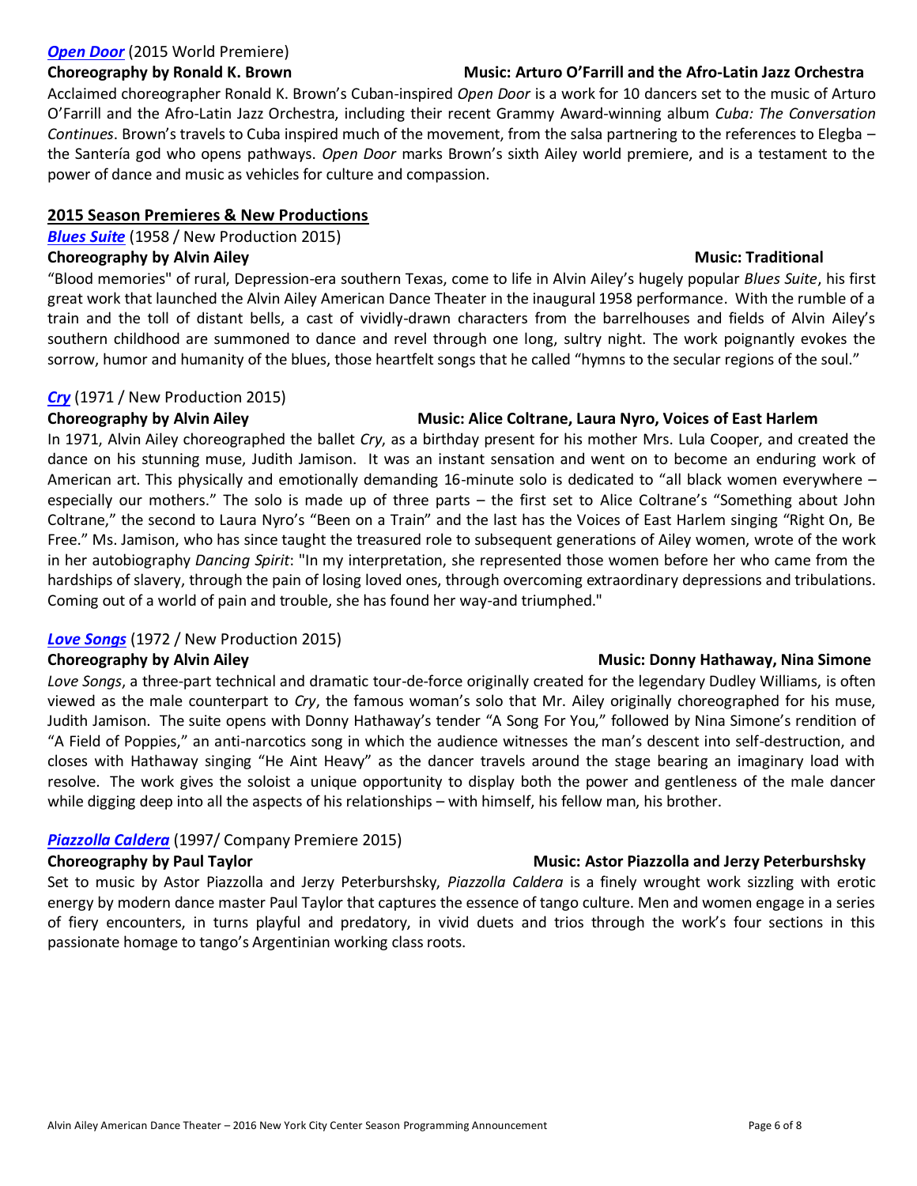***Open Door*** (2015 World Premiere)

**Choreography by Ronald K. Brown** **Music: Arturo O'Farrill and the Afro-Latin Jazz Orchestra**

Acclaimed choreographer Ronald K. Brown's Cuban-inspired *Open Door* is a work for 10 dancers set to the music of Arturo O'Farrill and the Afro-Latin Jazz Orchestra, including their recent Grammy Award-winning album *Cuba: The Conversation Continues*. Brown's travels to Cuba inspired much of the movement, from the salsa partnering to the references to Elegba – the Santería god who opens pathways. *Open Door* marks Brown's sixth Ailey world premiere, and is a testament to the power of dance and music as vehicles for culture and compassion.

## 2015 Season Premieres & New Productions

***Blues Suite*** (1958 / New Production 2015)

**Choreography by Alvin Ailey** **Music: Traditional**

"Blood memories" of rural, Depression-era southern Texas, come to life in Alvin Ailey's hugely popular *Blues Suite*, his first great work that launched the Alvin Ailey American Dance Theater in the inaugural 1958 performance. With the rumble of a train and the toll of distant bells, a cast of vividly-drawn characters from the barrelhouses and fields of Alvin Ailey's southern childhood are summoned to dance and revel through one long, sultry night. The work poignantly evokes the sorrow, humor and humanity of the blues, those heartfelt songs that he called "hymns to the secular regions of the soul."

***Cry*** (1971 / New Production 2015)

**Choreography by Alvin Ailey** **Music: Alice Coltrane, Laura Nyro, Voices of East Harlem**

In 1971, Alvin Ailey choreographed the ballet *Cry*, as a birthday present for his mother Mrs. Lula Cooper, and created the dance on his stunning muse, Judith Jamison. It was an instant sensation and went on to become an enduring work of American art. This physically and emotionally demanding 16-minute solo is dedicated to "all black women everywhere – especially our mothers." The solo is made up of three parts – the first set to Alice Coltrane's "Something about John Coltrane," the second to Laura Nyro's "Been on a Train" and the last has the Voices of East Harlem singing "Right On, Be Free." Ms. Jamison, who has since taught the treasured role to subsequent generations of Ailey women, wrote of the work in her autobiography *Dancing Spirit*: "In my interpretation, she represented those women before her who came from the hardships of slavery, through the pain of losing loved ones, through overcoming extraordinary depressions and tribulations. Coming out of a world of pain and trouble, she has found her way-and triumphed."

***Love Songs*** (1972 / New Production 2015)

**Choreography by Alvin Ailey** **Music: Donny Hathaway, Nina Simone**

*Love Songs*, a three-part technical and dramatic tour-de-force originally created for the legendary Dudley Williams, is often viewed as the male counterpart to *Cry*, the famous woman's solo that Mr. Ailey originally choreographed for his muse, Judith Jamison. The suite opens with Donny Hathaway's tender "A Song For You," followed by Nina Simone's rendition of "A Field of Poppies," an anti-narcotics song in which the audience witnesses the man's descent into self-destruction, and closes with Hathaway singing "He Aint Heavy" as the dancer travels around the stage bearing an imaginary load with resolve. The work gives the soloist a unique opportunity to display both the power and gentleness of the male dancer while digging deep into all the aspects of his relationships – with himself, his fellow man, his brother.

***Piazzolla Caldera*** (1997/ Company Premiere 2015)

**Choreography by Paul Taylor** **Music: Astor Piazzolla and Jerzy Peterburshsky**

Set to music by Astor Piazzolla and Jerzy Peterburshsky, *Piazzolla Caldera* is a finely wrought work sizzling with erotic energy by modern dance master Paul Taylor that captures the essence of tango culture. Men and women engage in a series of fiery encounters, in turns playful and predatory, in vivid duets and trios through the work's four sections in this passionate homage to tango's Argentinian working class roots.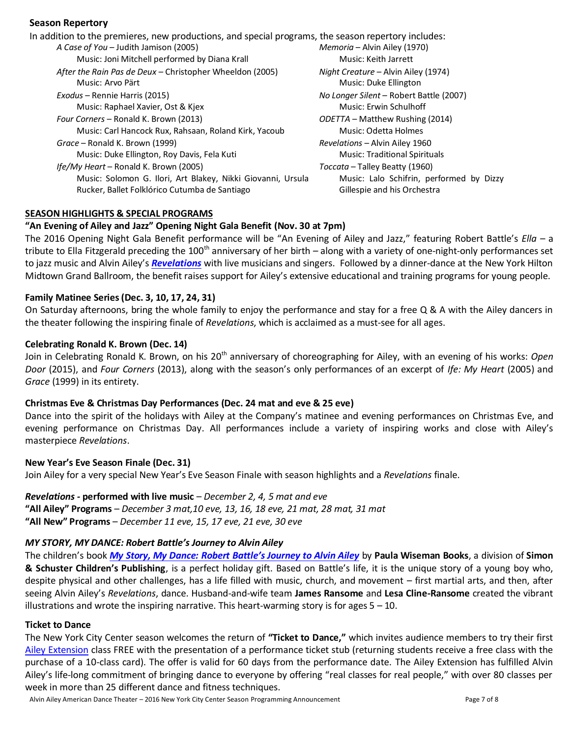## Season Repertory

In addition to the premieres, new productions, and special programs, the season repertory includes:

- *A Case of You* – Judith Jamison (2005)
  Music: Joni Mitchell performed by Diana Krall
- *After the Rain Pas de Deux* – Christopher Wheeldon (2005)
  Music: Arvo Pärt
- *Exodus* – Rennie Harris (2015)
  Music: Raphael Xavier, Ost & Kjex
- *Four Corners* – Ronald K. Brown (2013)
  Music: Carl Hancock Rux, Rahsaan, Roland Kirk, Yacoub
- *Grace* – Ronald K. Brown (1999)
  Music: Duke Ellington, Roy Davis, Fela Kuti
- *Ife/My Heart* – Ronald K. Brown (2005)
  Music: Solomon G. Ilori, Art Blakey, Nikki Giovanni, Ursula Rucker, Ballet Folklórico Cutumba de Santiago
- *Memoria* – Alvin Ailey (1970)
  Music: Keith Jarrett
- *Night Creature* – Alvin Ailey (1974)
  Music: Duke Ellington
- *No Longer Silent* – Robert Battle (2007)
  Music: Erwin Schulhoff
- *ODETTA* – Matthew Rushing (2014)
  Music: Odetta Holmes
- *Revelations* – Alvin Ailey 1960
  Music: Traditional Spirituals
- *Toccata* – Talley Beatty (1960)
  Music: Lalo Schifrin, performed by Dizzy Gillespie and his Orchestra

## SEASON HIGHLIGHTS & SPECIAL PROGRAMS

### "An Evening of Ailey and Jazz" Opening Night Gala Benefit (Nov. 30 at 7pm)

The 2016 Opening Night Gala Benefit performance will be "An Evening of Ailey and Jazz," featuring Robert Battle's *Ella* – a tribute to Ella Fitzgerald preceding the 100th anniversary of her birth – along with a variety of one-night-only performances set to jazz music and Alvin Ailey's ***Revelations*** with live musicians and singers. Followed by a dinner-dance at the New York Hilton Midtown Grand Ballroom, the benefit raises support for Ailey's extensive educational and training programs for young people.

### Family Matinee Series (Dec. 3, 10, 17, 24, 31)

On Saturday afternoons, bring the whole family to enjoy the performance and stay for a free Q & A with the Ailey dancers in the theater following the inspiring finale of *Revelations*, which is acclaimed as a must-see for all ages.

### Celebrating Ronald K. Brown (Dec. 14)

Join in Celebrating Ronald K. Brown, on his 20th anniversary of choreographing for Ailey, with an evening of his works: *Open Door* (2015), and *Four Corners* (2013), along with the season's only performances of an excerpt of *Ife: My Heart* (2005) and *Grace* (1999) in its entirety.

### Christmas Eve & Christmas Day Performances (Dec. 24 mat and eve & 25 eve)

Dance into the spirit of the holidays with Ailey at the Company's matinee and evening performances on Christmas Eve, and evening performance on Christmas Day. All performances include a variety of inspiring works and close with Ailey's masterpiece *Revelations*.

### New Year's Eve Season Finale (Dec. 31)

Join Ailey for a very special New Year's Eve Season Finale with season highlights and a *Revelations* finale.

***Revelations* - performed with live music** – *December 2, 4, 5 mat and eve*
**"All Ailey" Programs** – *December 3 mat,10 eve, 13, 16, 18 eve, 21 mat, 28 mat, 31 mat*
**"All New" Programs** – *December 11 eve, 15, 17 eve, 21 eve, 30 eve*

### *MY STORY, MY DANCE: Robert Battle's Journey to Alvin Ailey*

The children's book ***My Story, My Dance: Robert Battle's Journey to Alvin Ailey*** by **Paula Wiseman Books**, a division of **Simon & Schuster Children's Publishing**, is a perfect holiday gift. Based on Battle's life, it is the unique story of a young boy who, despite physical and other challenges, has a life filled with music, church, and movement – first martial arts, and then, after seeing Alvin Ailey's *Revelations*, dance. Husband-and-wife team **James Ransome** and **Lesa Cline-Ransome** created the vibrant illustrations and wrote the inspiring narrative. This heart-warming story is for ages 5 – 10.

### Ticket to Dance

The New York City Center season welcomes the return of **"Ticket to Dance,"** which invites audience members to try their first Ailey Extension class FREE with the presentation of a performance ticket stub (returning students receive a free class with the purchase of a 10-class card). The offer is valid for 60 days from the performance date. The Ailey Extension has fulfilled Alvin Ailey's life-long commitment of bringing dance to everyone by offering "real classes for real people," with over 80 classes per week in more than 25 different dance and fitness techniques.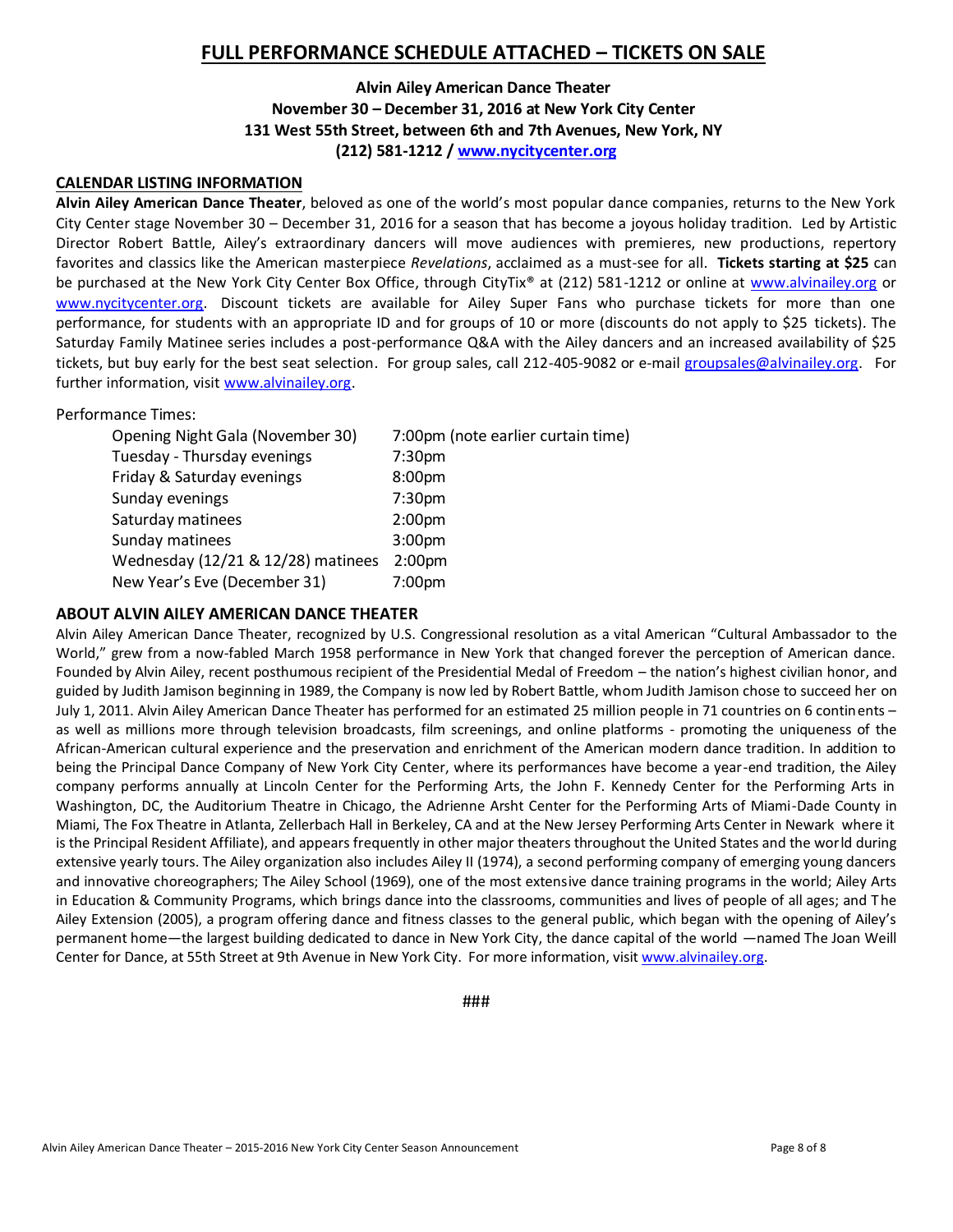## FULL PERFORMANCE SCHEDULE ATTACHED – TICKETS ON SALE

**Alvin Ailey American Dance Theater**
**November 30 – December 31, 2016 at New York City Center**
**131 West 55th Street, between 6th and 7th Avenues, New York, NY**
**(212) 581-1212 / www.nycitycenter.org**

### CALENDAR LISTING INFORMATION

**Alvin Ailey American Dance Theater**, beloved as one of the world's most popular dance companies, returns to the New York City Center stage November 30 – December 31, 2016 for a season that has become a joyous holiday tradition. Led by Artistic Director Robert Battle, Ailey's extraordinary dancers will move audiences with premieres, new productions, repertory favorites and classics like the American masterpiece *Revelations*, acclaimed as a must-see for all. **Tickets starting at $25** can be purchased at the New York City Center Box Office, through CityTix® at (212) 581-1212 or online at www.alvinailey.org or www.nycitycenter.org. Discount tickets are available for Ailey Super Fans who purchase tickets for more than one performance, for students with an appropriate ID and for groups of 10 or more (discounts do not apply to $25 tickets). The Saturday Family Matinee series includes a post-performance Q&A with the Ailey dancers and an increased availability of $25 tickets, but buy early for the best seat selection. For group sales, call 212-405-9082 or e-mail groupsales@alvinailey.org. For further information, visit www.alvinailey.org.

Performance Times:

| | |
|---|---|
| Opening Night Gala (November 30) | 7:00pm (note earlier curtain time) |
| Tuesday - Thursday evenings | 7:30pm |
| Friday & Saturday evenings | 8:00pm |
| Sunday evenings | 7:30pm |
| Saturday matinees | 2:00pm |
| Sunday matinees | 3:00pm |
| Wednesday (12/21 & 12/28) matinees | 2:00pm |
| New Year's Eve (December 31) | 7:00pm |

### ABOUT ALVIN AILEY AMERICAN DANCE THEATER

Alvin Ailey American Dance Theater, recognized by U.S. Congressional resolution as a vital American "Cultural Ambassador to the World," grew from a now-fabled March 1958 performance in New York that changed forever the perception of American dance. Founded by Alvin Ailey, recent posthumous recipient of the Presidential Medal of Freedom – the nation's highest civilian honor, and guided by Judith Jamison beginning in 1989, the Company is now led by Robert Battle, whom Judith Jamison chose to succeed her on July 1, 2011. Alvin Ailey American Dance Theater has performed for an estimated 25 million people in 71 countries on 6 continents – as well as millions more through television broadcasts, film screenings, and online platforms - promoting the uniqueness of the African-American cultural experience and the preservation and enrichment of the American modern dance tradition. In addition to being the Principal Dance Company of New York City Center, where its performances have become a year-end tradition, the Ailey company performs annually at Lincoln Center for the Performing Arts, The John F. Kennedy Center for the Performing Arts in Washington, DC, the Auditorium Theatre in Chicago, the Adrienne Arsht Center for the Performing Arts of Miami-Dade County in Miami, The Fox Theatre in Atlanta, Zellerbach Hall in Berkeley, CA and at the New Jersey Performing Arts Center in Newark where it is the Principal Resident Affiliate), and appears frequently in other major theaters throughout the United States and the world during extensive yearly tours. The Ailey organization also includes Ailey II (1974), a second performing company of emerging young dancers and innovative choreographers; The Ailey School (1969), one of the most extensive dance training programs in the world; Ailey Arts in Education & Community Programs, which brings dance into the classrooms, communities and lives of people of all ages; and The Ailey Extension (2005), a program offering dance and fitness classes to the general public, which began with the opening of Ailey's permanent home—the largest building dedicated to dance in New York City, the dance capital of the world —named The Joan Weill Center for Dance, at 55th Street at 9th Avenue in New York City. For more information, visit www.alvinailey.org.

###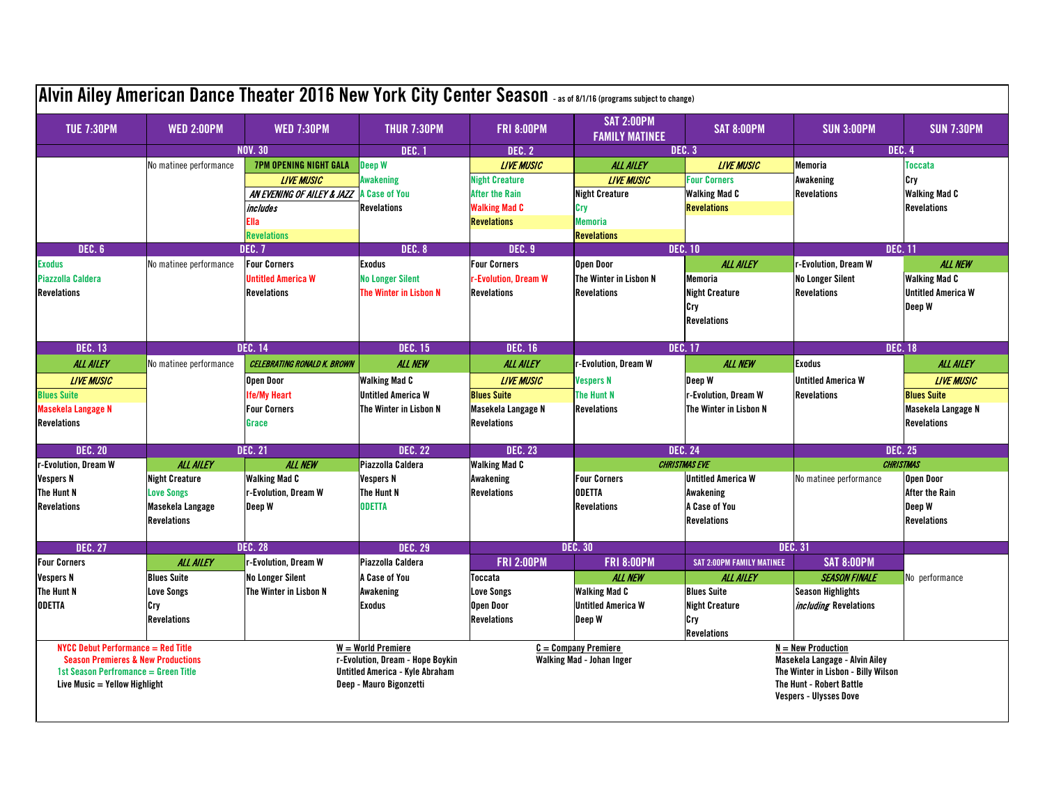# Alvin Ailey American Dance Theater 2016 New York City Center Season - as of 8/1/16 (programs subject to change)

| TUE 7:30PM | WED 2:00PM | WED 7:30PM | THUR 7:30PM | FRI 8:00PM | SAT 2:00PM FAMILY MATINEE | SAT 8:00PM | SUN 3:00PM | SUN 7:30PM |
|---|---|---|---|---|---|---|---|---|
| | NOV. 30 | | DEC. 1 | DEC. 2 | DEC. 3 | | DEC. 4 | |
| | No matinee performance | 7PM OPENING NIGHT GALA<br>*LIVE MUSIC*<br>*AN EVENING OF AILEY & JAZZ*<br>*includes*<br>Ella<br>Revelations | Deep W<br>Awakening<br>A Case of You<br>Revelations | *LIVE MUSIC*<br>Night Creature<br>After the Rain<br>Walking Mad C<br>Revelations | *ALL AILEY*<br>*LIVE MUSIC*<br>Night Creature<br>Cry<br>Memoria<br>Revelations | *LIVE MUSIC*<br>Four Corners<br>Walking Mad C<br>Revelations | Memoria<br>Awakening<br>Revelations | Toccata<br>Cry<br>Walking Mad C<br>Revelations |
| DEC. 6 | DEC. 7 | | DEC. 8 | DEC. 9 | DEC. 10 | | DEC. 11 | |
| Exodus<br>Piazzolla Caldera<br>Revelations | No matinee performance | Four Corners<br>Untitled America W<br>Revelations | Exodus<br>No Longer Silent<br>The Winter in Lisbon N | Four Corners<br>r-Evolution, Dream W<br>Revelations | Open Door<br>The Winter in Lisbon N<br>Revelations | *ALL AILEY*<br>Memoria<br>Night Creature<br>Cry<br>Revelations | r-Evolution, Dream W<br>No Longer Silent<br>Revelations | *ALL NEW*<br>Walking Mad C<br>Untitled America W<br>Deep W |
| DEC. 13 | DEC. 14 | | DEC. 15 | DEC. 16 | DEC. 17 | | DEC. 18 | |
| *ALL AILEY*<br>*LIVE MUSIC*<br>Blues Suite<br>Masekela Langage N<br>Revelations | No matinee performance | *CELEBRATING RONALD K. BROWN*<br>Open Door<br>Ife/My Heart<br>Four Corners<br>Grace | *ALL NEW*<br>Walking Mad C<br>Untitled America W<br>The Winter in Lisbon N | *ALL AILEY*<br>*LIVE MUSIC*<br>Blues Suite<br>Masekela Langage N<br>Revelations | r-Evolution, Dream W<br>Vespers N<br>The Hunt N<br>Revelations | *ALL NEW*<br>Deep W<br>r-Evolution, Dream W<br>The Winter in Lisbon N | Exodus<br>Untitled America W<br>Revelations | *ALL AILEY*<br>*LIVE MUSIC*<br>Blues Suite<br>Masekela Langage N<br>Revelations |
| DEC. 20 | DEC. 21 | | DEC. 22 | DEC. 23 | DEC. 24 *CHRISTMAS EVE* | | DEC. 25 *CHRISTMAS* | |
| r-Evolution, Dream W<br>Vespers N<br>The Hunt N<br>Revelations | *ALL AILEY*<br>Night Creature<br>Love Songs<br>Masekela Langage<br>Revelations | *ALL NEW*<br>Walking Mad C<br>r-Evolution, Dream W<br>Deep W | Piazzolla Caldera<br>Vespers N<br>The Hunt N<br>ODETTA | Walking Mad C<br>Awakening<br>Revelations | Four Corners<br>ODETTA<br>Revelations | Untitled America W<br>Awakening<br>A Case of You<br>Revelations | No matinee performance | Open Door<br>After the Rain<br>Deep W<br>Revelations |
| DEC. 27 | DEC. 28 | | DEC. 29 | DEC. 30 | | DEC. 31 | | |
| | | | | FRI 2:00PM | FRI 8:00PM | SAT 2:00PM FAMILY MATINEE | SAT 8:00PM | |
| Four Corners<br>Vespers N<br>The Hunt N<br>ODETTA | *ALL AILEY*<br>Blues Suite<br>Love Songs<br>Cry<br>Revelations | r-Evolution, Dream W<br>No Longer Silent<br>The Winter in Lisbon N | Piazzolla Caldera<br>A Case of You<br>Awakening<br>Exodus | Toccata<br>Love Songs<br>Open Door<br>Revelations | *ALL NEW*<br>Walking Mad C<br>Untitled America W<br>Deep W | *ALL AILEY*<br>Blues Suite<br>Night Creature<br>Cry<br>Revelations | *SEASON FINALE*<br>Season Highlights<br>*including* Revelations | No performance |

NYCC Debut Performance = Red Title
Season Premieres & New Productions
1st Season Perfromance = Green Title
Live Music = Yellow Highlight

W = World Premiere
r-Evolution, Dream - Hope Boykin
Untitled America - Kyle Abraham
Deep - Mauro Bigonzetti

C = Company Premiere
Walking Mad - Johan Inger

N = New Production
Masekela Langage - Alvin Ailey
The Winter in Lisbon - Billy Wilson
The Hunt - Robert Battle
Vespers - Ulysses Dove